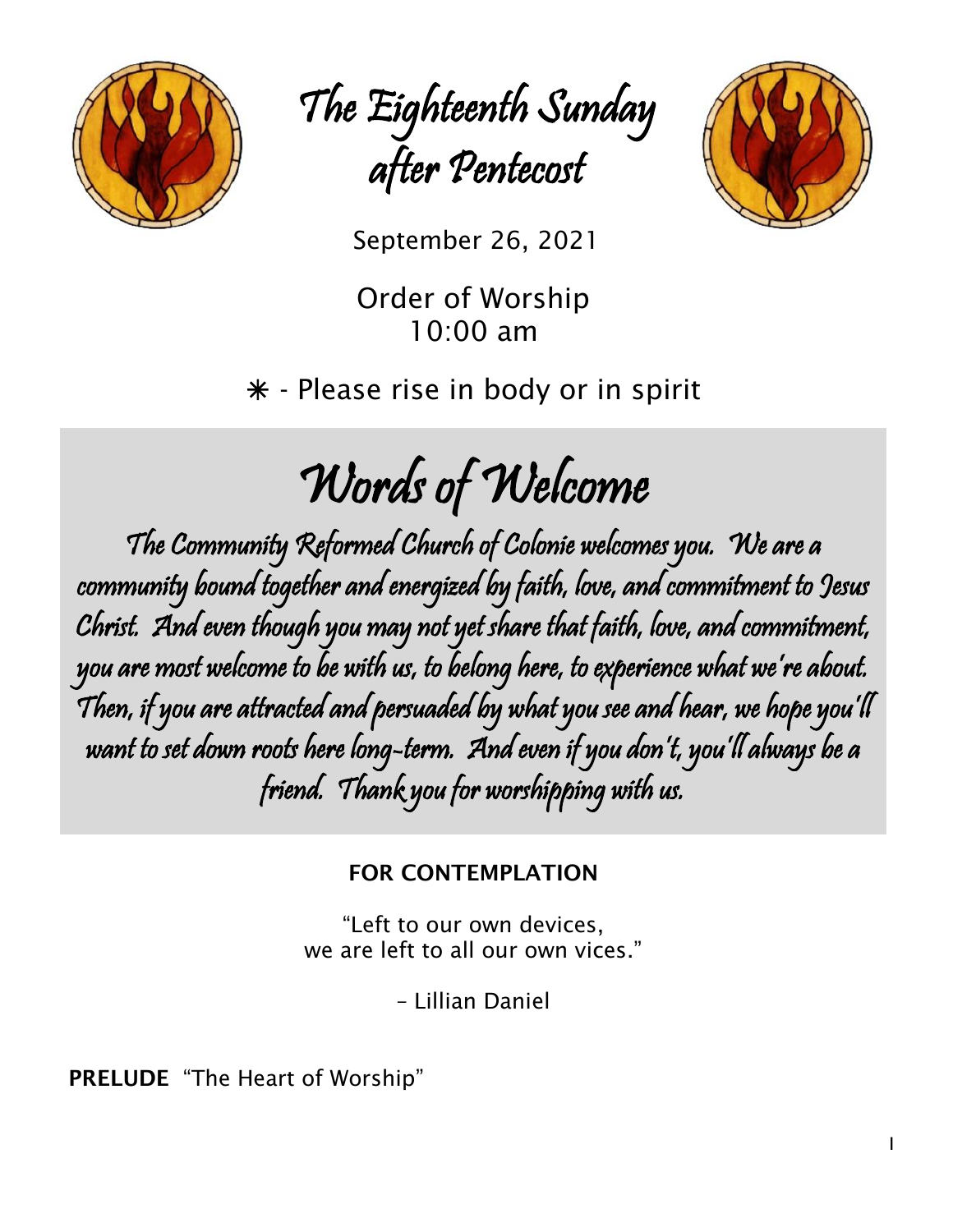# The Eighteenth Sunday after Pentecost

September 26, 2021

Order of Worship
10:00 am

✳ - Please rise in body or in spirit

## Words of Welcome

The Community Reformed Church of Colonie welcomes you. We are a community bound together and energized by faith, love, and commitment to Jesus Christ. And even though you may not yet share that faith, love, and commitment, you are most welcome to be with us, to belong here, to experience what we're about. Then, if you are attracted and persuaded by what you see and hear, we hope you'll want to set down roots here long-term. And even if you don't, you'll always be a friend. Thank you for worshipping with us.

**FOR CONTEMPLATION**

"Left to our own devices,
we are left to all our own vices."

– Lillian Daniel

**PRELUDE** "The Heart of Worship"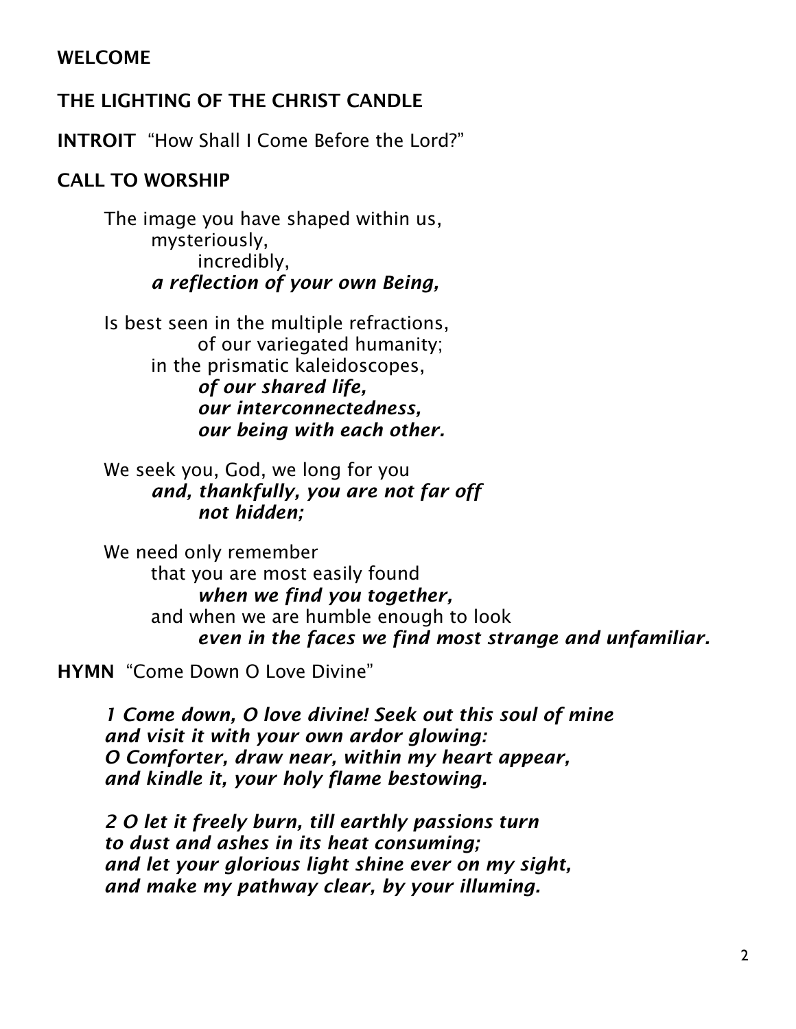**WELCOME**

**THE LIGHTING OF THE CHRIST CANDLE**

**INTROIT** "How Shall I Come Before the Lord?"

**CALL TO WORSHIP**

The image you have shaped within us,
mysteriously,
incredibly,
***a reflection of your own Being,***

Is best seen in the multiple refractions,
of our variegated humanity;
in the prismatic kaleidoscopes,
***of our shared life,***
***our interconnectedness,***
***our being with each other.***

We seek you, God, we long for you
***and, thankfully, you are not far off***
***not hidden;***

We need only remember
that you are most easily found
***when we find you together,***
and when we are humble enough to look
***even in the faces we find most strange and unfamiliar.***

**HYMN** "Come Down O Love Divine"

***1 Come down, O love divine! Seek out this soul of mine***
***and visit it with your own ardor glowing:***
***O Comforter, draw near, within my heart appear,***
***and kindle it, your holy flame bestowing.***

***2 O let it freely burn, till earthly passions turn***
***to dust and ashes in its heat consuming;***
***and let your glorious light shine ever on my sight,***
***and make my pathway clear, by your illuming.***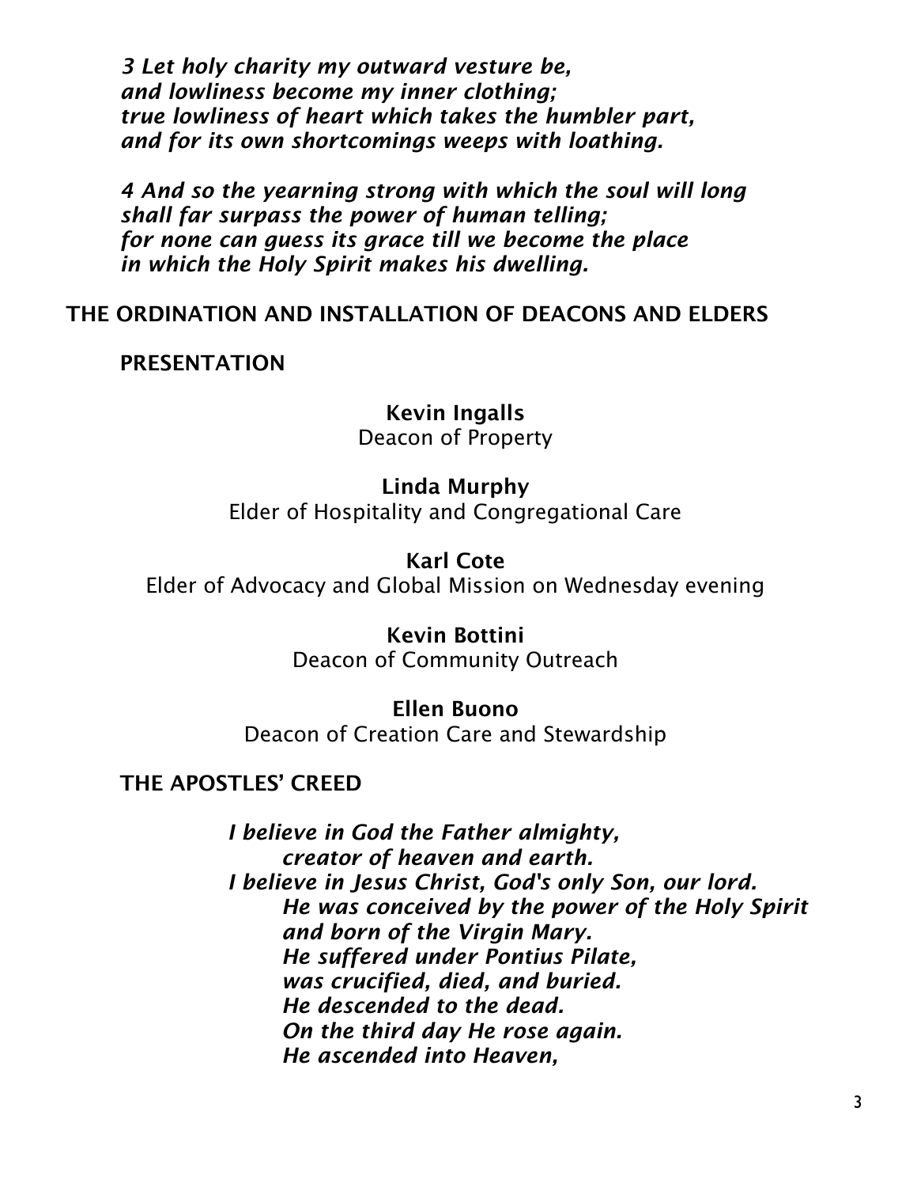*3 Let holy charity my outward vesture be,*
*and lowliness become my inner clothing;*
*true lowliness of heart which takes the humbler part,*
*and for its own shortcomings weeps with loathing.*

*4 And so the yearning strong with which the soul will long*
*shall far surpass the power of human telling;*
*for none can guess its grace till we become the place*
*in which the Holy Spirit makes his dwelling.*

## THE ORDINATION AND INSTALLATION OF DEACONS AND ELDERS

### PRESENTATION

**Kevin Ingalls**
Deacon of Property

**Linda Murphy**
Elder of Hospitality and Congregational Care

**Karl Cote**
Elder of Advocacy and Global Mission on Wednesday evening

**Kevin Bottini**
Deacon of Community Outreach

**Ellen Buono**
Deacon of Creation Care and Stewardship

### THE APOSTLES' CREED

*I believe in God the Father almighty,*
*creator of heaven and earth.*
*I believe in Jesus Christ, God's only Son, our lord.*
*He was conceived by the power of the Holy Spirit*
*and born of the Virgin Mary.*
*He suffered under Pontius Pilate,*
*was crucified, died, and buried.*
*He descended to the dead.*
*On the third day He rose again.*
*He ascended into Heaven,*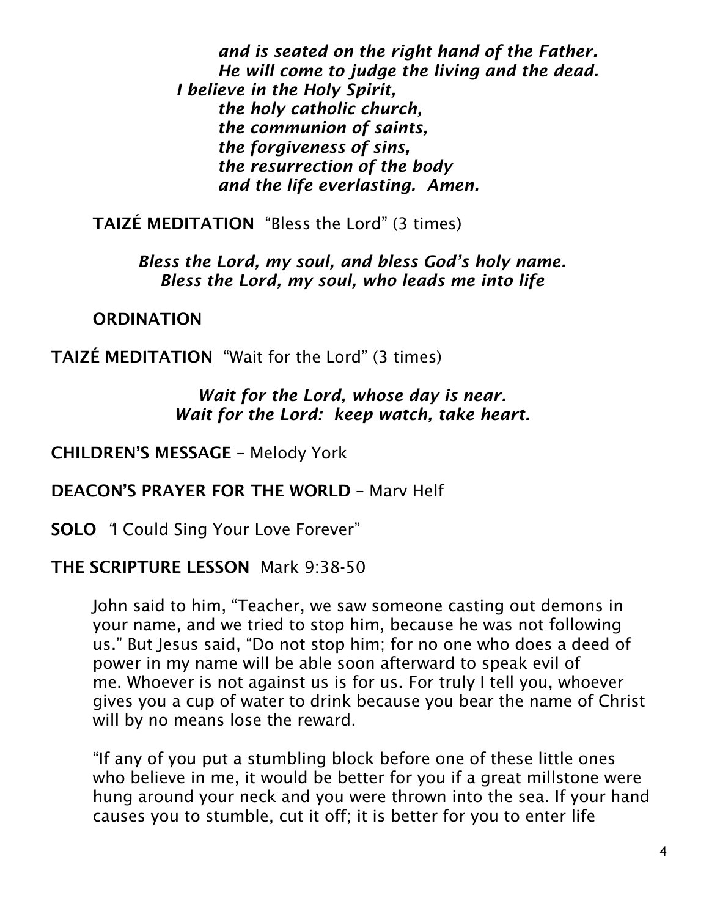*and is seated on the right hand of the Father.*
*He will come to judge the living and the dead.*
*I believe in the Holy Spirit,*
*the holy catholic church,*
*the communion of saints,*
*the forgiveness of sins,*
*the resurrection of the body*
*and the life everlasting. Amen.*

**TAIZÉ MEDITATION** "Bless the Lord" (3 times)

*Bless the Lord, my soul, and bless God's holy name.*
*Bless the Lord, my soul, who leads me into life*

**ORDINATION**

**TAIZÉ MEDITATION** "Wait for the Lord" (3 times)

*Wait for the Lord, whose day is near.*
*Wait for the Lord: keep watch, take heart.*

**CHILDREN'S MESSAGE** – Melody York

**DEACON'S PRAYER FOR THE WORLD** – Marv Helf

**SOLO** "I Could Sing Your Love Forever"

**THE SCRIPTURE LESSON** Mark 9:38-50

John said to him, "Teacher, we saw someone casting out demons in your name, and we tried to stop him, because he was not following us." But Jesus said, "Do not stop him; for no one who does a deed of power in my name will be able soon afterward to speak evil of me. Whoever is not against us is for us. For truly I tell you, whoever gives you a cup of water to drink because you bear the name of Christ will by no means lose the reward.

"If any of you put a stumbling block before one of these little ones who believe in me, it would be better for you if a great millstone were hung around your neck and you were thrown into the sea. If your hand causes you to stumble, cut it off; it is better for you to enter life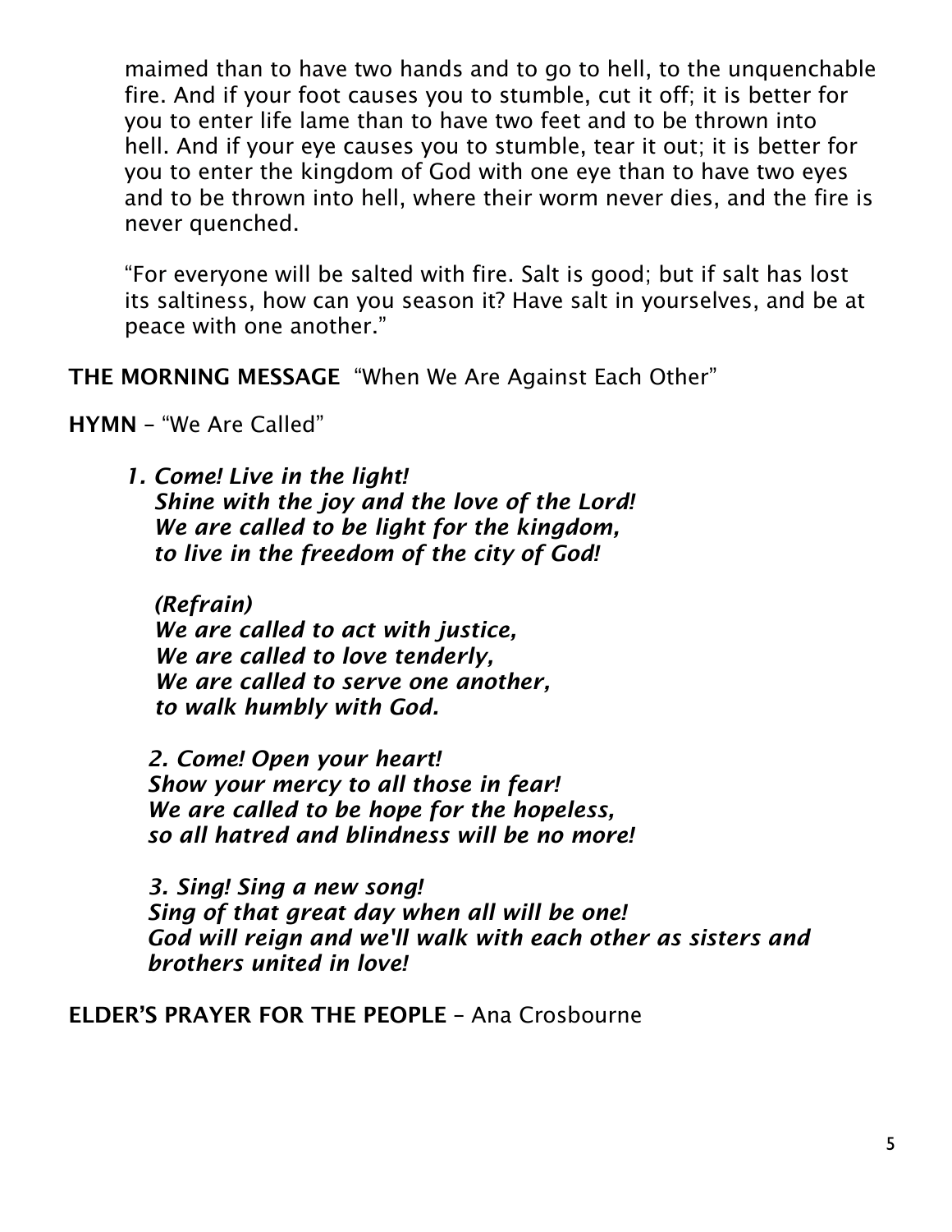maimed than to have two hands and to go to hell, to the unquenchable fire. And if your foot causes you to stumble, cut it off; it is better for you to enter life lame than to have two feet and to be thrown into hell. And if your eye causes you to stumble, tear it out; it is better for you to enter the kingdom of God with one eye than to have two eyes and to be thrown into hell, where their worm never dies, and the fire is never quenched.

"For everyone will be salted with fire. Salt is good; but if salt has lost its saltiness, how can you season it? Have salt in yourselves, and be at peace with one another."

**THE MORNING MESSAGE** "When We Are Against Each Other"

**HYMN** – "We Are Called"

***1. Come! Live in the light!***
***Shine with the joy and the love of the Lord!***
***We are called to be light for the kingdom,***
***to live in the freedom of the city of God!***

***(Refrain)***
***We are called to act with justice,***
***We are called to love tenderly,***
***We are called to serve one another,***
***to walk humbly with God.***

***2. Come! Open your heart!***
***Show your mercy to all those in fear!***
***We are called to be hope for the hopeless,***
***so all hatred and blindness will be no more!***

***3. Sing! Sing a new song!***
***Sing of that great day when all will be one!***
***God will reign and we'll walk with each other as sisters and brothers united in love!***

**ELDER'S PRAYER FOR THE PEOPLE** – Ana Crosbourne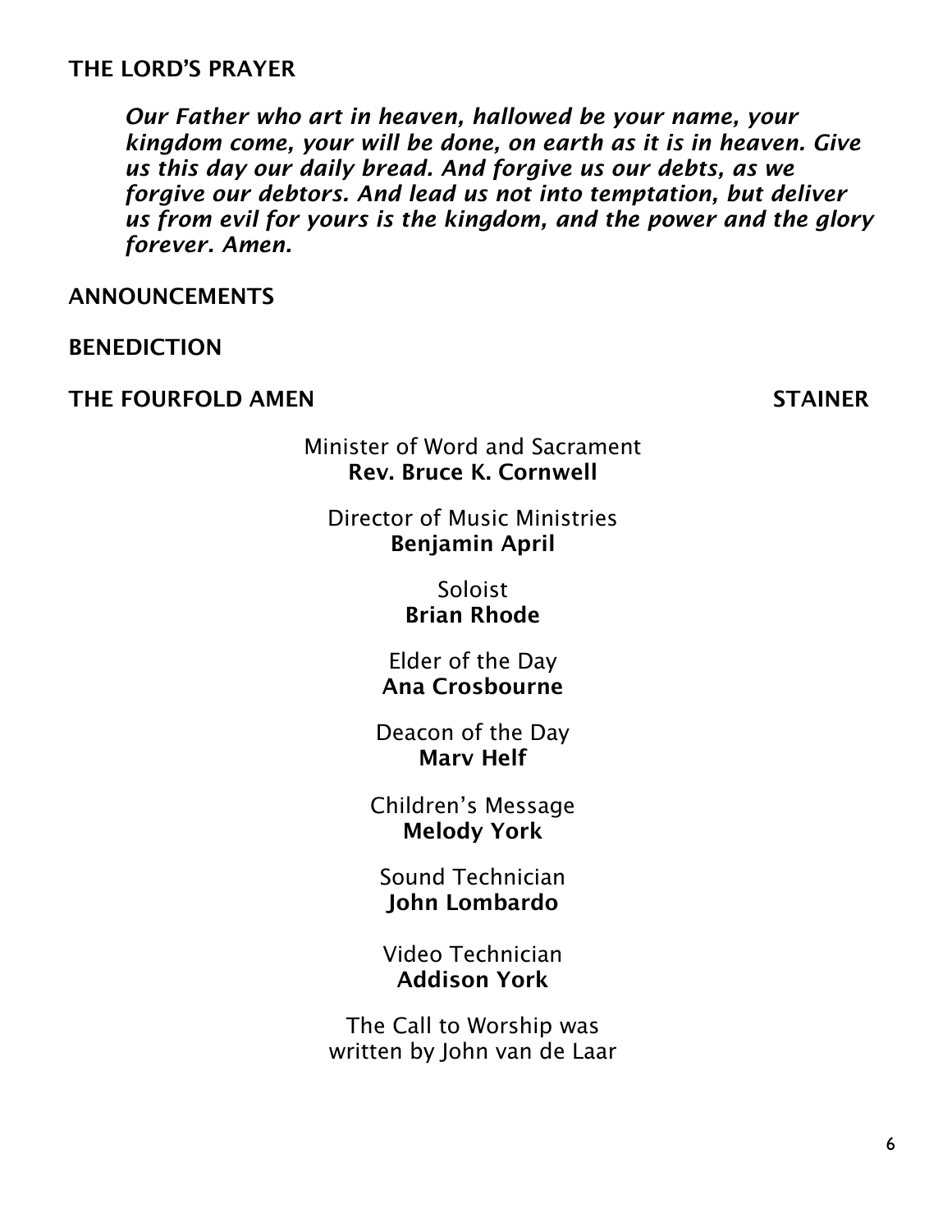**THE LORD'S PRAYER**

> ***Our Father who art in heaven, hallowed be your name, your kingdom come, your will be done, on earth as it is in heaven. Give us this day our daily bread. And forgive us our debts, as we forgive our debtors. And lead us not into temptation, but deliver us from evil for yours is the kingdom, and the power and the glory forever. Amen.***

**ANNOUNCEMENTS**

**BENEDICTION**

**THE FOURFOLD AMEN** — **STAINER**

Minister of Word and Sacrament
**Rev. Bruce K. Cornwell**

Director of Music Ministries
**Benjamin April**

Soloist
**Brian Rhode**

Elder of the Day
**Ana Crosbourne**

Deacon of the Day
**Marv Helf**

Children's Message
**Melody York**

Sound Technician
**John Lombardo**

Video Technician
**Addison York**

The Call to Worship was
written by John van de Laar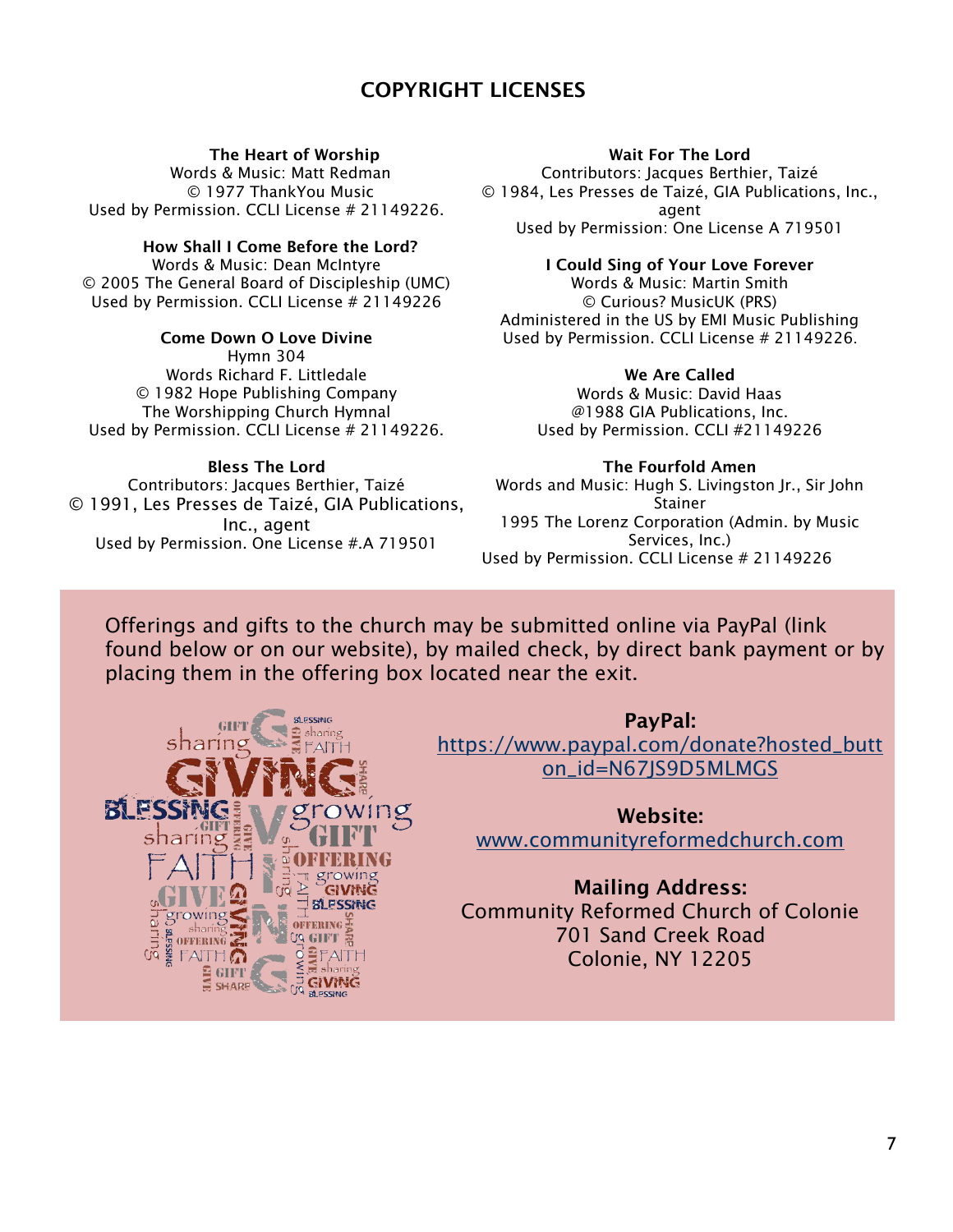## COPYRIGHT LICENSES

**The Heart of Worship**
Words & Music: Matt Redman
© 1977 ThankYou Music
Used by Permission. CCLI License # 21149226.

**How Shall I Come Before the Lord?**
Words & Music: Dean McIntyre
© 2005 The General Board of Discipleship (UMC)
Used by Permission. CCLI License # 21149226

**Come Down O Love Divine**
Hymn 304
Words Richard F. Littledale
© 1982 Hope Publishing Company
The Worshipping Church Hymnal
Used by Permission. CCLI License # 21149226.

**Bless The Lord**
Contributors: Jacques Berthier, Taizé
© 1991, Les Presses de Taizé, GIA Publications, Inc., agent
Used by Permission. One License #.A 719501

**Wait For The Lord**
Contributors: Jacques Berthier, Taizé
© 1984, Les Presses de Taizé, GIA Publications, Inc., agent
Used by Permission: One License A 719501

**I Could Sing of Your Love Forever**
Words & Music: Martin Smith
© Curious? MusicUK (PRS)
Administered in the US by EMI Music Publishing
Used by Permission. CCLI License # 21149226.

**We Are Called**
Words & Music: David Haas
@1988 GIA Publications, Inc.
Used by Permission. CCLI #21149226

**The Fourfold Amen**
Words and Music: Hugh S. Livingston Jr., Sir John Stainer
1995 The Lorenz Corporation (Admin. by Music Services, Inc.)
Used by Permission. CCLI License # 21149226

Offerings and gifts to the church may be submitted online via PayPal (link found below or on our website), by mailed check, by direct bank payment or by placing them in the offering box located near the exit.

**PayPal:**
https://www.paypal.com/donate?hosted_button_id=N67JS9D5MLMGS

**Website:**
www.communityreformedchurch.com

**Mailing Address:**
Community Reformed Church of Colonie
701 Sand Creek Road
Colonie, NY 12205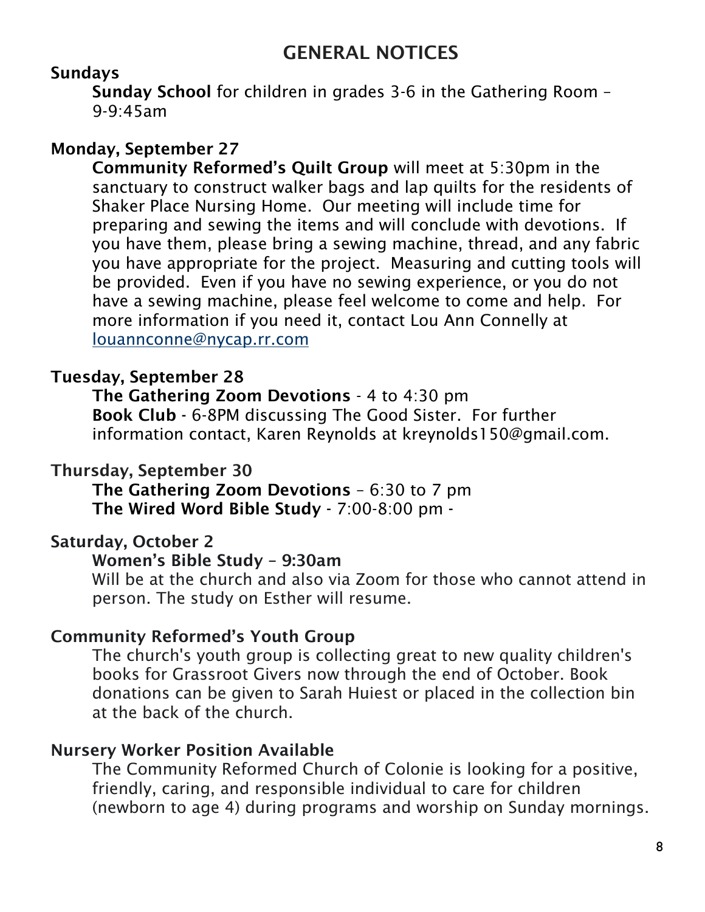# GENERAL NOTICES

**Sundays**

**Sunday School** for children in grades 3-6 in the Gathering Room – 9-9:45am

**Monday, September 27**

**Community Reformed's Quilt Group** will meet at 5:30pm in the sanctuary to construct walker bags and lap quilts for the residents of Shaker Place Nursing Home. Our meeting will include time for preparing and sewing the items and will conclude with devotions. If you have them, please bring a sewing machine, thread, and any fabric you have appropriate for the project. Measuring and cutting tools will be provided. Even if you have no sewing experience, or you do not have a sewing machine, please feel welcome to come and help. For more information if you need it, contact Lou Ann Connelly at louannconne@nycap.rr.com

**Tuesday, September 28**

**The Gathering Zoom Devotions** - 4 to 4:30 pm
**Book Club** - 6-8PM discussing The Good Sister. For further information contact, Karen Reynolds at kreynolds150@gmail.com.

**Thursday, September 30**

**The Gathering Zoom Devotions** – 6:30 to 7 pm
**The Wired Word Bible Study** - 7:00-8:00 pm -

**Saturday, October 2**

**Women's Bible Study – 9:30am**
Will be at the church and also via Zoom for those who cannot attend in person. The study on Esther will resume.

**Community Reformed's Youth Group**

The church's youth group is collecting great to new quality children's books for Grassroot Givers now through the end of October. Book donations can be given to Sarah Huiest or placed in the collection bin at the back of the church.

**Nursery Worker Position Available**

The Community Reformed Church of Colonie is looking for a positive, friendly, caring, and responsible individual to care for children (newborn to age 4) during programs and worship on Sunday mornings.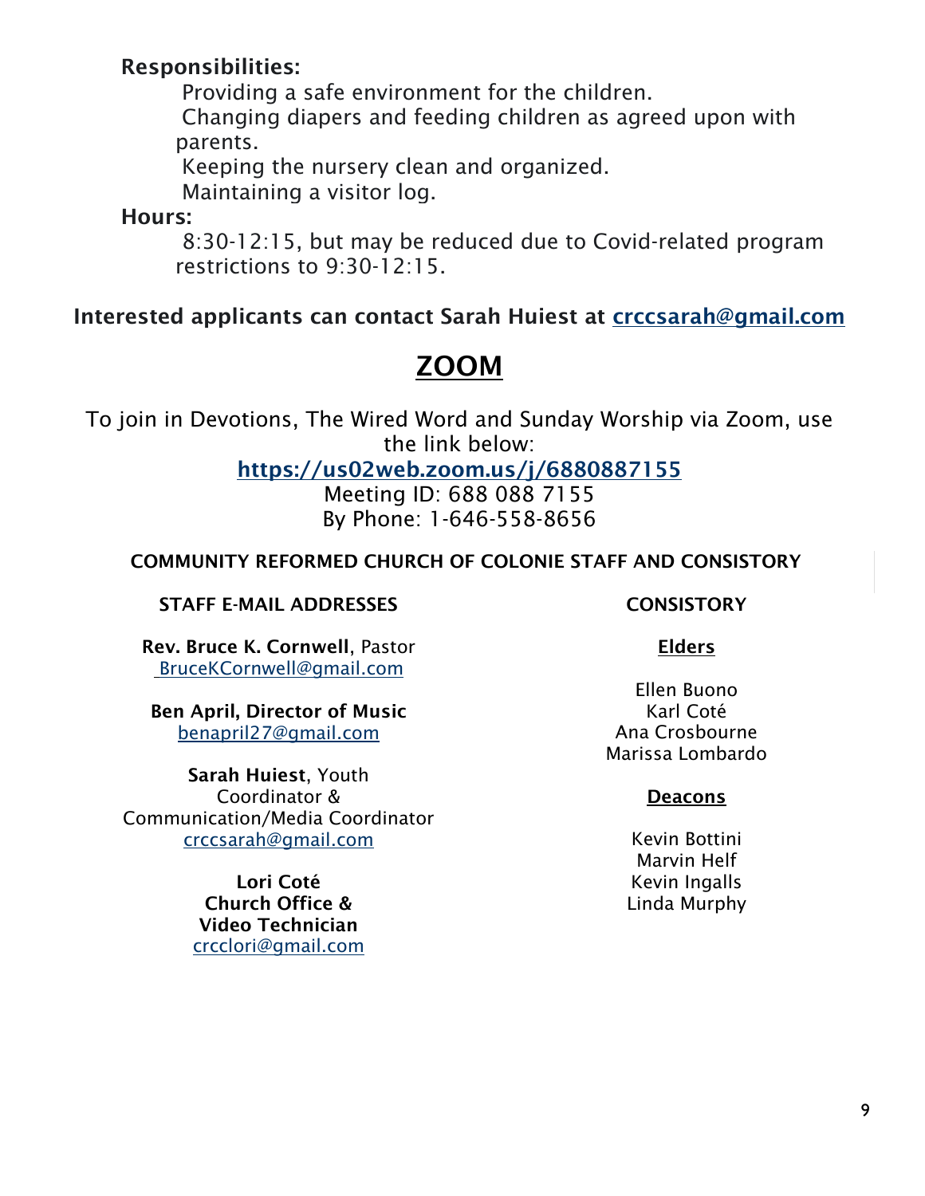**Responsibilities:**

Providing a safe environment for the children.

Changing diapers and feeding children as agreed upon with parents.

Keeping the nursery clean and organized.

Maintaining a visitor log.

**Hours:**

8:30-12:15, but may be reduced due to Covid-related program restrictions to 9:30-12:15.

**Interested applicants can contact Sarah Huiest at crccsarah@gmail.com**

# ZOOM

To join in Devotions, The Wired Word and Sunday Worship via Zoom, use the link below:

**https://us02web.zoom.us/j/6880887155**

Meeting ID: 688 088 7155

By Phone: 1-646-558-8656

**COMMUNITY REFORMED CHURCH OF COLONIE STAFF AND CONSISTORY**

**STAFF E-MAIL ADDRESSES**

**Rev. Bruce K. Cornwell**, Pastor
BruceKCornwell@gmail.com

**Ben April, Director of Music**
benapril27@gmail.com

**Sarah Huiest**, Youth Coordinator & Communication/Media Coordinator
crccsarah@gmail.com

**Lori Coté**
**Church Office & Video Technician**
crcclori@gmail.com

**CONSISTORY**

**Elders**

Ellen Buono
Karl Coté
Ana Crosbourne
Marissa Lombardo

**Deacons**

Kevin Bottini
Marvin Helf
Kevin Ingalls
Linda Murphy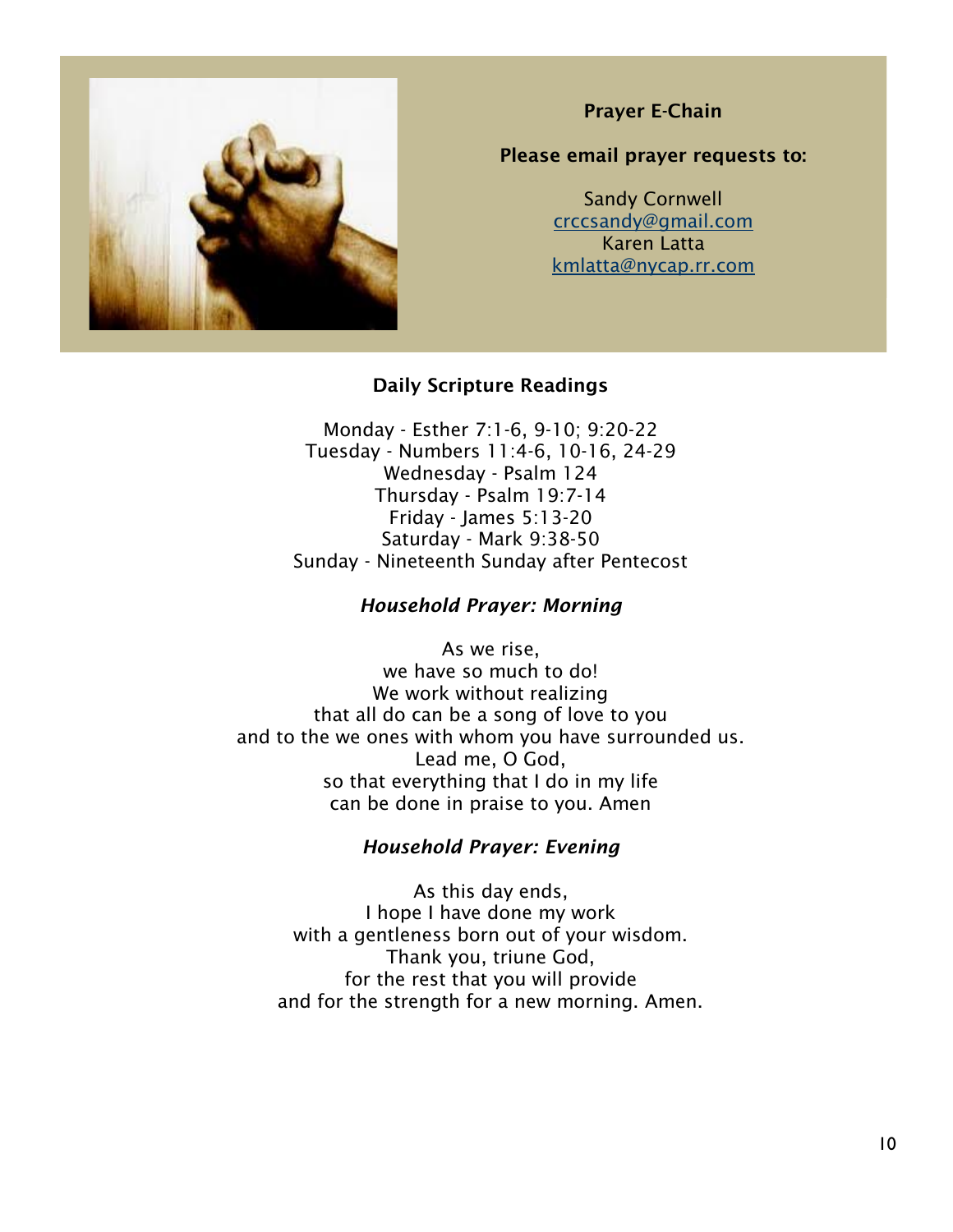## Prayer E-Chain

**Please email prayer requests to:**

Sandy Cornwell
crccsandy@gmail.com
Karen Latta
kmlatta@nycap.rr.com

## Daily Scripture Readings

Monday - Esther 7:1-6, 9-10; 9:20-22
Tuesday - Numbers 11:4-6, 10-16, 24-29
Wednesday - Psalm 124
Thursday - Psalm 19:7-14
Friday - James 5:13-20
Saturday - Mark 9:38-50
Sunday - Nineteenth Sunday after Pentecost

### *Household Prayer: Morning*

As we rise,
we have so much to do!
We work without realizing
that all do can be a song of love to you
and to the we ones with whom you have surrounded us.
Lead me, O God,
so that everything that I do in my life
can be done in praise to you. Amen

### *Household Prayer: Evening*

As this day ends,
I hope I have done my work
with a gentleness born out of your wisdom.
Thank you, triune God,
for the rest that you will provide
and for the strength for a new morning. Amen.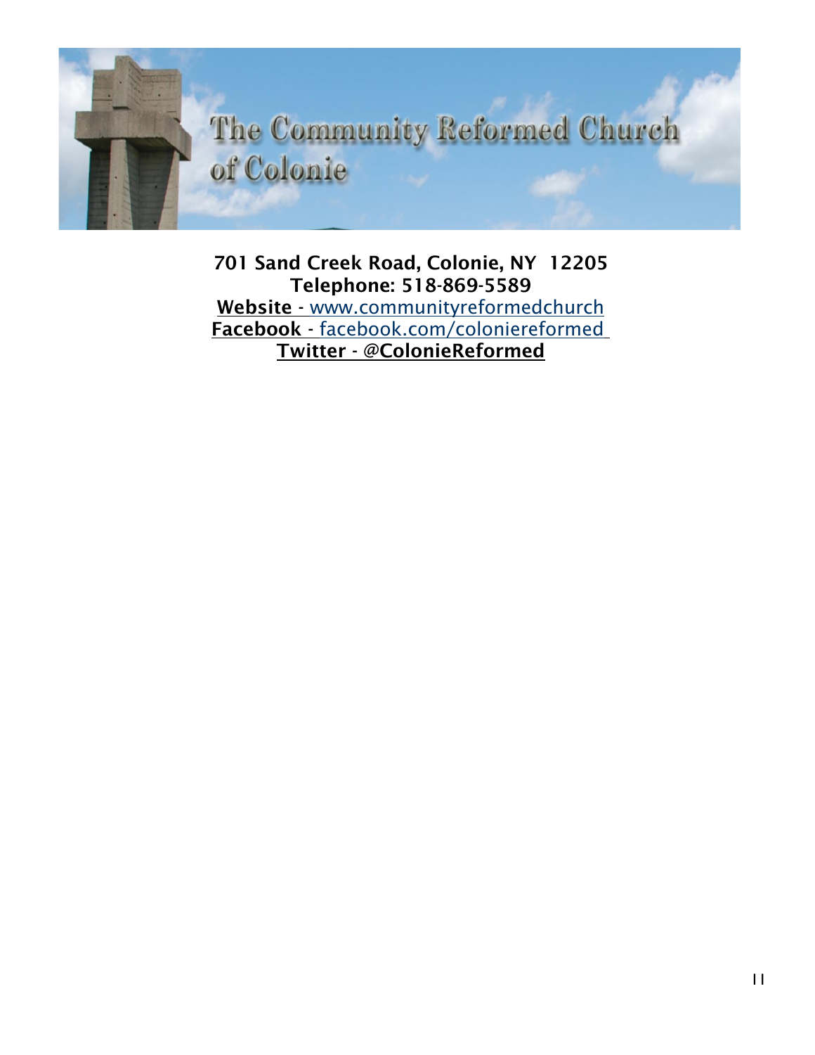# The Community Reformed Church of Colonie

**701 Sand Creek Road, Colonie, NY 12205**
**Telephone: 518-869-5589**
**Website** - www.communityreformedchurch
**Facebook** - facebook.com/coloniereformed
**Twitter - @ColonieReformed**